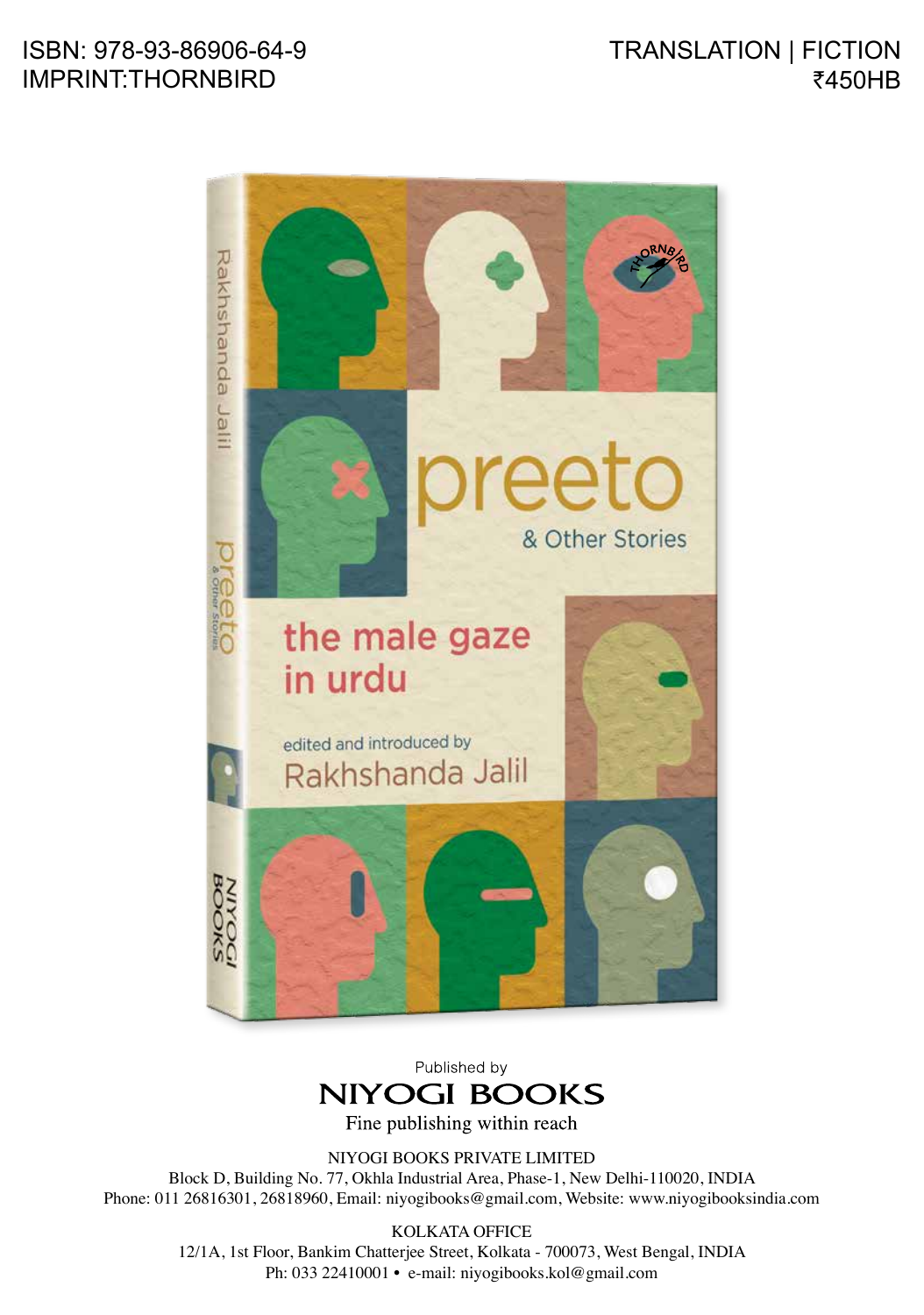ISBN: 978-93-86906-64-9
IMPRINT:THORNBIRD

TRANSLATION | FICTION
₹450HB

# preeto

## & Other Stories

### the male gaze in urdu

edited and introduced by
Rakhshanda Jalil

Published by
**NIYOGI BOOKS**
Fine publishing within reach

NIYOGI BOOKS PRIVATE LIMITED
Block D, Building No. 77, Okhla Industrial Area, Phase-1, New Delhi-110020, INDIA
Phone: 011 26816301, 26818960, Email: niyogibooks@gmail.com, Website: www.niyogibooksindia.com

KOLKATA OFFICE
12/1A, 1st Floor, Bankim Chatterjee Street, Kolkata - 700073, West Bengal, INDIA
Ph: 033 22410001 • e-mail: niyogibooks.kol@gmail.com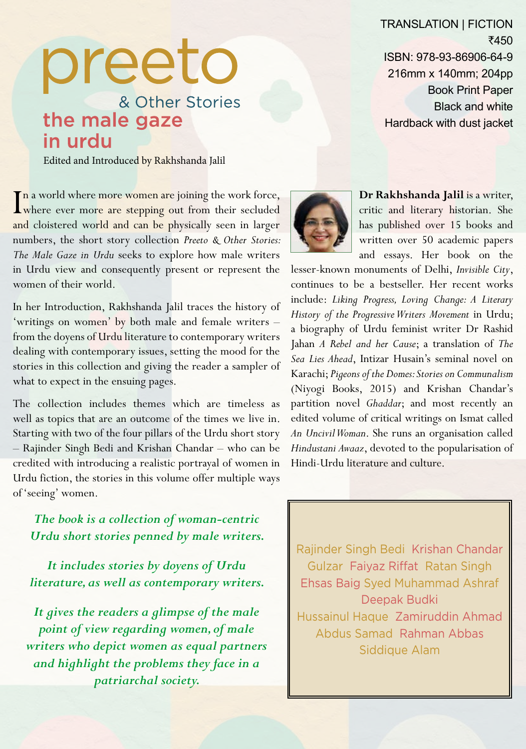# preeto

## & Other Stories

## the male gaze in urdu

Edited and Introduced by Rakhshanda Jalil

TRANSLATION | FICTION
₹450
ISBN: 978-93-86906-64-9
216mm x 140mm; 204pp
Book Print Paper
Black and white
Hardback with dust jacket

In a world where more women are joining the work force, where ever more are stepping out from their secluded and cloistered world and can be physically seen in larger numbers, the short story collection *Preeto & Other Stories: The Male Gaze in Urdu* seeks to explore how male writers in Urdu view and consequently present or represent the women of their world.

In her Introduction, Rakhshanda Jalil traces the history of 'writings on women' by both male and female writers – from the doyens of Urdu literature to contemporary writers dealing with contemporary issues, setting the mood for the stories in this collection and giving the reader a sampler of what to expect in the ensuing pages.

The collection includes themes which are timeless as well as topics that are an outcome of the times we live in. Starting with two of the four pillars of the Urdu short story – Rajinder Singh Bedi and Krishan Chandar – who can be credited with introducing a realistic portrayal of women in Urdu fiction, the stories in this volume offer multiple ways of 'seeing' women.

***The book is a collection of woman-centric Urdu short stories penned by male writers.***

***It includes stories by doyens of Urdu literature, as well as contemporary writers.***

***It gives the readers a glimpse of the male point of view regarding women, of male writers who depict women as equal partners and highlight the problems they face in a patriarchal society.***

**Dr Rakhshanda Jalil** is a writer, critic and literary historian. She has published over 15 books and written over 50 academic papers and essays. Her book on the lesser-known monuments of Delhi, *Invisible City*, continues to be a bestseller. Her recent works include: *Liking Progress, Loving Change: A Literary History of the Progressive Writers Movement* in Urdu; a biography of Urdu feminist writer Dr Rashid Jahan *A Rebel and her Cause*; a translation of *The Sea Lies Ahead*, Intizar Husain's seminal novel on Karachi; *Pigeons of the Domes: Stories on Communalism* (Niyogi Books, 2015) and Krishan Chandar's partition novel *Ghaddar*; and most recently an edited volume of critical writings on Ismat called *An Uncivil Woman*. She runs an organisation called *Hindustani Awaaz*, devoted to the popularisation of Hindi-Urdu literature and culture.

Rajinder Singh Bedi  Krishan Chandar
Gulzar  Faiyaz Riffat  Ratan Singh
Ehsas Baig  Syed Muhammad Ashraf
Deepak Budki
Hussainul Haque  Zamiruddin Ahmad
Abdus Samad  Rahman Abbas
Siddique Alam